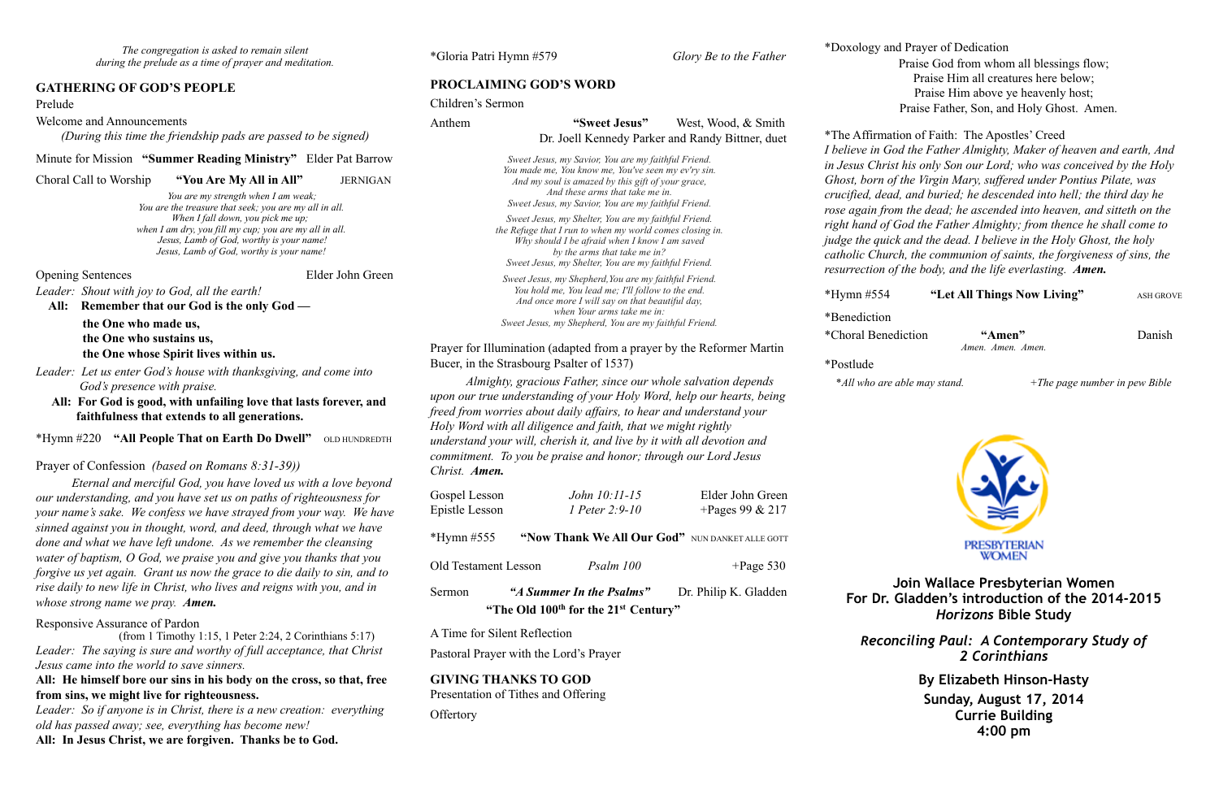*The congregation is asked to remain silent during the prelude as a time of prayer and meditation.*

## GATHERING OF GOD'S PEOPLE

Prelude

Welcome and Announcements

*(During this time the friendship pads are passed to be signed)*

Minute for Mission **"Summer Reading Ministry"** Elder Pat Barrow

Choral Call to Worship **"You Are My All in All"** JERNIGAN

*You are my strength when I am weak;*
*You are the treasure that seek; you are my all in all.*
*When I fall down, you pick me up;*
*when I am dry, you fill my cup; you are my all in all.*
*Jesus, Lamb of God, worthy is your name!*
*Jesus, Lamb of God, worthy is your name!*

Opening Sentences Elder John Green

*Leader: Shout with joy to God, all the earth!*

**All: Remember that our God is the only God —**
**the One who made us,**
**the One who sustains us,**
**the One whose Spirit lives within us.**

*Leader: Let us enter God's house with thanksgiving, and come into God's presence with praise.*

**All: For God is good, with unfailing love that lasts forever, and faithfulness that extends to all generations.**

*Hymn #220 **"All People That on Earth Do Dwell"** OLD HUNDREDTH

Prayer of Confession *(based on Romans 8:31-39))*

*Eternal and merciful God, you have loved us with a love beyond our understanding, and you have set us on paths of righteousness for your name's sake. We confess we have strayed from your way. We have sinned against you in thought, word, and deed, through what we have done and what we have left undone. As we remember the cleansing water of baptism, O God, we praise you and give you thanks that you forgive us yet again. Grant us now the grace to die daily to sin, and to rise daily to new life in Christ, who lives and reigns with you, and in whose strong name we pray.* ***Amen.***

Responsive Assurance of Pardon
(from 1 Timothy 1:15, 1 Peter 2:24, 2 Corinthians 5:17)

*Leader: The saying is sure and worthy of full acceptance, that Christ Jesus came into the world to save sinners.*

**All: He himself bore our sins in his body on the cross, so that, free from sins, we might live for righteousness.**

*Leader: So if anyone is in Christ, there is a new creation: everything old has passed away; see, everything has become new!*

**All: In Jesus Christ, we are forgiven. Thanks be to God.**

*Gloria Patri Hymn #579 *Glory Be to the Father*

## PROCLAIMING GOD'S WORD

Children's Sermon

Anthem **"Sweet Jesus"** West, Wood, & Smith
Dr. Joell Kennedy Parker and Randy Bittner, duet

*Sweet Jesus, my Savior, You are my faithful Friend.*
*You made me, You know me, You've seen my ev'ry sin.*
*And my soul is amazed by this gift of your grace,*
*And these arms that take me in.*
*Sweet Jesus, my Savior, You are my faithful Friend.*

*Sweet Jesus, my Shelter, You are my faithful Friend.*
*the Refuge that I run to when my world comes closing in.*
*Why should I be afraid when I know I am saved*
*by the arms that take me in?*
*Sweet Jesus, my Shelter, You are my faithful Friend.*

*Sweet Jesus, my Shepherd,You are my faithful Friend.*
*You hold me, You lead me; I'll follow to the end.*
*And once more I will say on that beautiful day,*
*when Your arms take me in:*
*Sweet Jesus, my Shepherd, You are my faithful Friend.*

Prayer for Illumination (adapted from a prayer by the Reformer Martin Bucer, in the Strasbourg Psalter of 1537)

*Almighty, gracious Father, since our whole salvation depends upon our true understanding of your Holy Word, help our hearts, being freed from worries about daily affairs, to hear and understand your Holy Word with all diligence and faith, that we might rightly understand your will, cherish it, and live by it with all devotion and commitment. To you be praise and honor; through our Lord Jesus Christ.* ***Amen.***

Gospel Lesson *John 10:11-15* Elder John Green
Epistle Lesson *1 Peter 2:9-10* +Pages 99 & 217

*Hymn #555 **"Now Thank We All Our God"** NUN DANKET ALLE GOTT

Old Testament Lesson *Psalm 100* +Page 530

Sermon ***"A Summer In the Psalms"*** Dr. Philip K. Gladden
**"The Old 100th for the 21st Century"**

A Time for Silent Reflection

Pastoral Prayer with the Lord's Prayer

## GIVING THANKS TO GOD

Presentation of Tithes and Offering

Offertory

*Doxology and Prayer of Dedication

Praise God from whom all blessings flow;
Praise Him all creatures here below;
Praise Him above ye heavenly host;
Praise Father, Son, and Holy Ghost. Amen.

*The Affirmation of Faith: The Apostles' Creed

*I believe in God the Father Almighty, Maker of heaven and earth, And in Jesus Christ his only Son our Lord; who was conceived by the Holy Ghost, born of the Virgin Mary, suffered under Pontius Pilate, was crucified, dead, and buried; he descended into hell; the third day he rose again from the dead; he ascended into heaven, and sitteth on the right hand of God the Father Almighty; from thence he shall come to judge the quick and the dead. I believe in the Holy Ghost, the holy catholic Church, the communion of saints, the forgiveness of sins, the resurrection of the body, and the life everlasting.* ***Amen.***

*Hymn #554 **"Let All Things Now Living"** ASH GROVE

*Benediction

*Choral Benediction **"Amen"** Danish
*Amen. Amen. Amen.*

*Postlude

**All who are able may stand.* *+The page number in pew Bible*

PRESBYTERIAN WOMEN

**Join Wallace Presbyterian Women**
**For Dr. Gladden's introduction of the 2014-2015 *Horizons* Bible Study**

***Reconciling Paul: A Contemporary Study of 2 Corinthians***

**By Elizabeth Hinson-Hasty**

**Sunday, August 17, 2014**
**Currie Building**
**4:00 pm**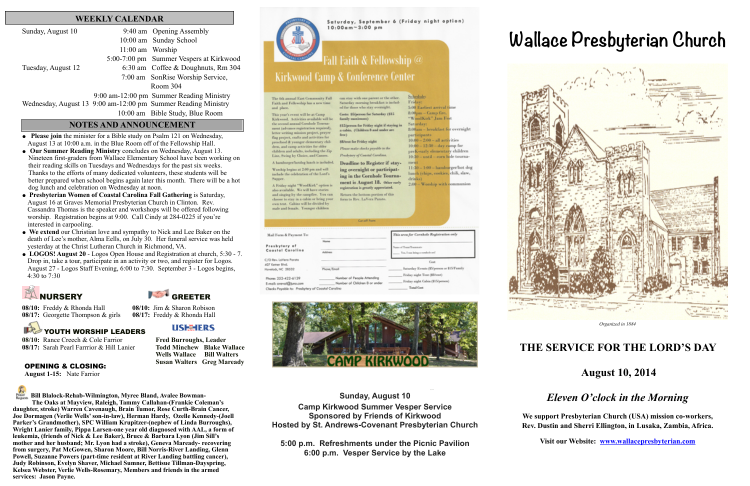## WEEKLY CALENDAR

| | | |
|---|---|---|
| Sunday, August 10 | 9:40 am | Opening Assembly |
| | 10:00 am | Sunday School |
| | 11:00 am | Worship |
| | 5:00-7:00 pm | Summer Vespers at Kirkwood |
| Tuesday, August 12 | 6:30 am | Coffee & Doughnuts, Rm 304 |
| | 7:00 am | SonRise Worship Service, Room 304 |
| | 9:00 am-12:00 pm | Summer Reading Ministry |
| Wednesday, August 13 | 9:00 am-12:00 pm | Summer Reading Ministry |
| | 10:00 am | Bible Study, Blue Room |

## NOTES AND ANNOUNCEMENT

- **Please join** the minister for a Bible study on Psalm 121 on Wednesday, August 13 at 10:00 a.m. in the Blue Room off of the Fellowship Hall.
- **Our Summer Reading Ministry** concludes on Wednesday, August 13. Nineteen first-graders from Wallace Elementary School have been working on their reading skills on Tuesdays and Wednesdays for the past six weeks. Thanks to the efforts of many dedicated volunteers, these students will be better prepared when school begins again later this month. There will be a hot dog lunch and celebration on Wednesday at noon.
- **Presbyterian Women of Coastal Carolina Fall Gathering** is Saturday, August 16 at Graves Memorial Presbyterian Church in Clinton. Rev. Cassandra Thomas is the speaker and workshops will be offered following worship. Registration begins at 9:00. Call Cindy at 284-0225 if you're interested in carpooling.
- **We extend** our Christian love and sympathy to Nick and Lee Baker on the death of Lee's mother, Alma Eells, on July 30. Her funeral service was held yesterday at the Christ Lutheran Church in Richmond, VA.
- **LOGOS! August 20** - Logos Open House and Registration at church, 5:30 - 7. Drop in, take a tour, participate in an activity or two, and register for Logos. August 27 - Logos Staff Evening, 6:00 to 7:30. September 3 - Logos begins, 4:30 to 7:30

### NURSERY

**08/10:** Freddy & Rhonda Hall
**08/17:** Georgette Thompson & girls

### GREETER

**08/10:** Jim & Sharon Robison
**08/17:** Freddy & Rhonda Hall

### YOUTH WORSHIP LEADERS

**08/10:** Rance Creech & Cole Farrior
**08/17:** Sarah Pearl Farrrior & Hill Lanier

### USHERS

**Fred Burroughs, Leader**
**Todd Minchew Blake Wallace**
**Wells Wallace Bill Walters**
**Susan Walters Greg Maready**

### OPENING & CLOSING:

**August 1-15:** Nate Farrior

**Bill Blalock-Rehab-Wilmington, Myree Bland, Avalee Bowman-The Oaks at Mayview, Raleigh, Tammy Callahan-(Frankie Coleman's daughter, stroke) Warren Cavenaugh, Brain Tumor, Rose Curth-Brain Cancer, Joe Dormagen (Verlie Wells' son-in-law), Herman Hardy, Ozelle Kennedy-(Joell Parker's Grandmother), SPC William Krupitzer-(nephew of Linda Burroughs), Wright Lanier family, Pippa Larsen-one year old diagnosed with AAL, a form of leukemia, (friends of Nick & Lee Baker), Bruce & Barbara Lyon (Jim Sill's mother and her husband; Mr. Lyon had a stroke), Geneva Maready- recovering from surgery, Pat McGowen, Sharon Moore, Bill Norris-River Landing, Glenn Powell, Suzanne Powers (part-time resident at River Landing battling cancer), Judy Robinson, Evelyn Shaver, Michael Sumner, Bettisue Tillman-Dayspring, Kelsea Webster, Verlie Wells-Rosemary, Members and friends in the armed services: Jason Payne.**

Saturday, September 6 (Friday night option)
10:00am ~ 3:00 pm

## Fall Faith & Fellowship @ Kirkwood Camp & Conference Center

The 4th annual East Community Fall Faith and Fellowship has a new time and place.

This year's event will be at Camp Kirkwood. Activities available will be the second annual Cornhole Tournament (advance registration required), letter writing mission project, prayer flag project, crafts and activities for preschool & younger elementary children, and camp activities for older children and adults, including the Zip Line, Swing by Choice, and Canoes.

A hamburger/hotdog lunch is included.

Worship begins at 2:00 pm and will include the celebration of the Lord's Supper.

A Friday night "WoolKirk" option is also available. We will have stories and singing by the campfire. You can choose to stay in a cabin or bring your own tent. Cabins will be divided by male and female. Younger children can stay with one parent at the other. Saturday morning breakfast is included for those who stay overnight.

**Costs: $5/person for Saturday ($15 family maximum)**

**$15/person for Friday night if staying in a cabin. (Children 8 and under are free)**

**$8/tent for Friday night**

*Please make checks payable to the Presbytery of Coastal Carolina.*

**Deadline to Register if staying overnight or participating in the Cornhole Tournament is August 18.** Other early registration is greatly appreciated.

Return the bottom portion of this form to Rev. LaVera Parato.

Schedule:
Friday:
5:00 Earliest arrival time
8:00pm – Camp fire, "WoolKirk" Jam Fest
Saturday:
8:00am – breakfast for overnight participants
10:00 – 2:00 – all activities
10:00 – 12:30 – day camp for preK-early elementary children
10:30 – until – corn hole tournament
11:30 – 1:00 – hamburger/hot dog lunch (chips, cookies, chili, slaw, drinks)
2:00 – Worship with communion

Cut-off Form

Mail Form & Payment To:
Presbytery of Coastal Carolina
C/O Rev. LaVera Parato
407 Kelmer Blvd.
Havelock, NC 28532
Phone: 252-422-6139
E-mail: crevold@juno.com
Checks Payable to: Presbytery of Coastal Carolina

Name
Address
Phone/Email
_______ Number of People Attending
_______ Number of Children 8 or under

*This area for Cornhole Registration only*
Name of Team/Teammate
_______ Yes, I can bring a cornhole set

Cost
_______ Saturday Events ($5/person or $15/Family)
_______ Friday night Tent ($8/tent)
_______ Friday night Cabin ($15/person)
_______ Total Cost

CAMP KIRKWOOD

**Sunday, August 10**
**Camp Kirkwood Summer Vesper Service**
**Sponsored by Friends of Kirkwood**
**Hosted by St. Andrews-Covenant Presbyterian Church**

**5:00 p.m. Refreshments under the Picnic Pavilion**
**6:00 p.m. Vesper Service by the Lake**

# Wallace Presbyterian Church

*Organized in 1884*

## THE SERVICE FOR THE LORD'S DAY

## August 10, 2014

## *Eleven O'clock in the Morning*

**We support Presbyterian Church (USA) mission co-workers, Rev. Dustin and Sherri Ellington, in Lusaka, Zambia, Africa.**

**Visit our Website: [www.wallacepresbyterian.com](www.wallacepresbyterian.com)**